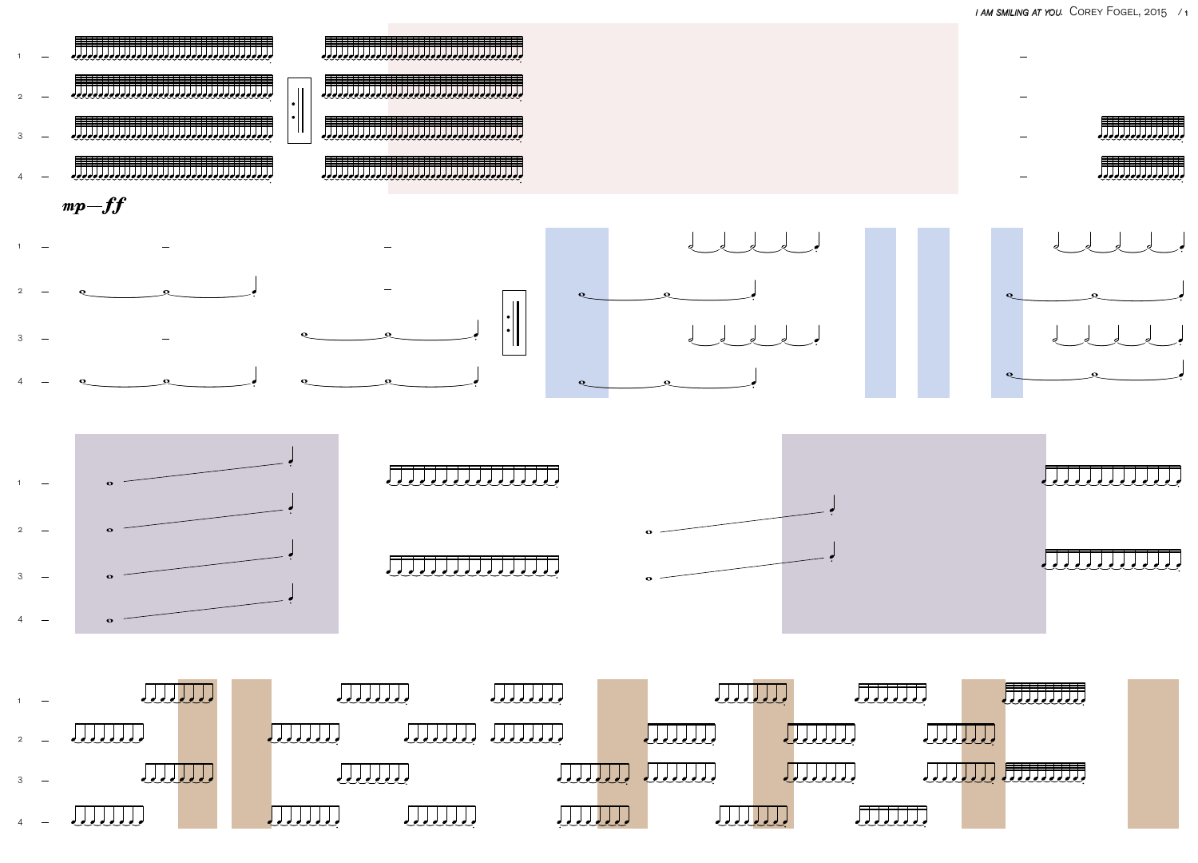*mp—ff*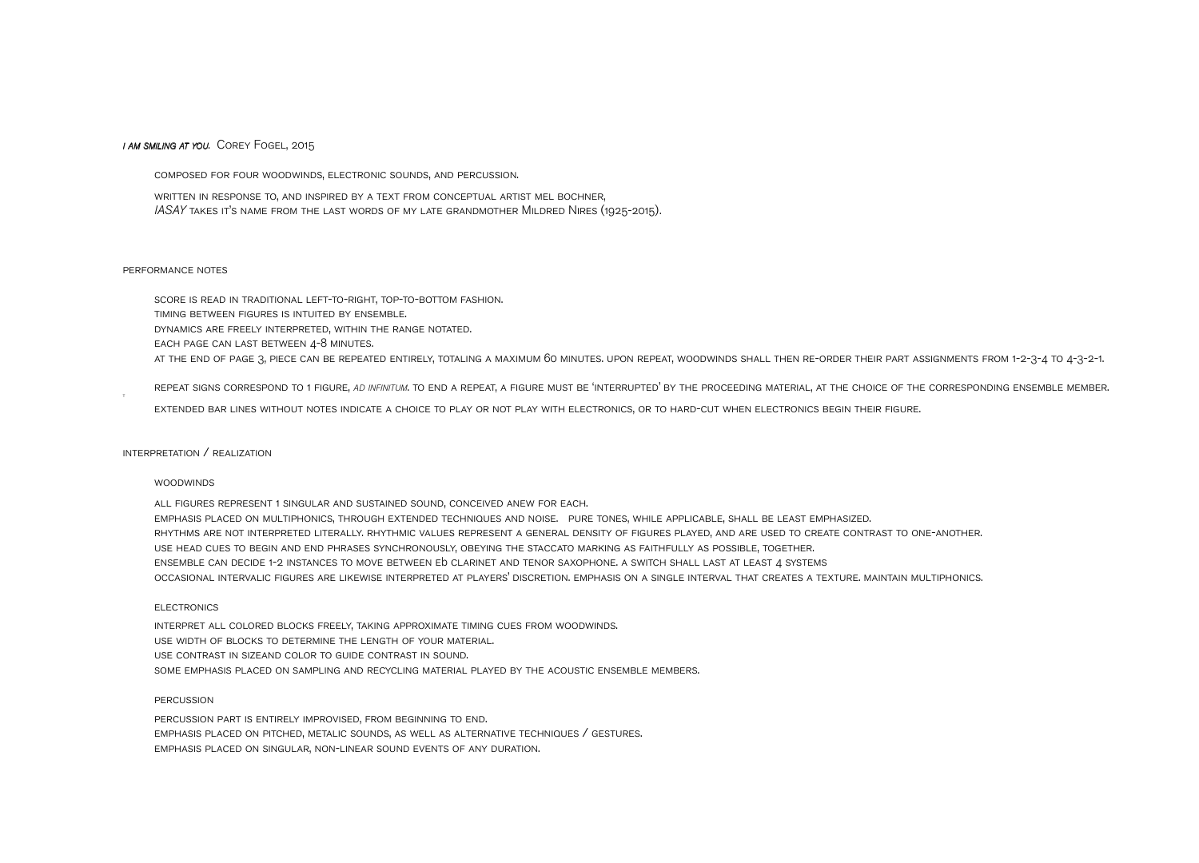*I am smiling at you.* Corey Fogel, 2015

composed for four woodwinds, electronic sounds, and percussion.

written in response to, and inspired by a text from conceptual artist mel bochner,
*IASAY* takes it's name from the last words of my late grandmother Mildred Nires (1925-2015).

performance notes

score is read in traditional left-to-right, top-to-bottom fashion.
timing between figures is intuited by ensemble.
dynamics are freely interpreted, within the range notated.
each page can last between 4-8 minutes.
at the end of page 3, piece can be repeated entirely, totaling a maximum 60 minutes. upon repeat, woodwinds shall then re-order their part assignments from 1-2-3-4 to 4-3-2-1.

repeat signs correspond to 1 figure, *ad infinitum*. to end a repeat, a figure must be 'interrupted' by the proceeding material, at the choice of the corresponding ensemble member.

extended bar lines without notes indicate a choice to play or not play with electronics, or to hard-cut when electronics begin their figure.

interpretation / realization

woodwinds

all figures represent 1 singular and sustained sound, conceived anew for each.
emphasis placed on multiphonics, through extended techniques and noise. pure tones, while applicable, shall be least emphasized.
rhythms are not interpreted literally. rhythmic values represent a general density of figures played, and are used to create contrast to one-another.
use head cues to begin and end phrases synchronously, obeying the staccato marking as faithfully as possible, together.
ensemble can decide 1-2 instances to move between Eb clarinet and tenor saxophone. a switch shall last at least 4 systems
occasional intervalic figures are likewise interpreted at players' discretion. emphasis on a single interval that creates a texture. maintain multiphonics.

electronics

interpret all colored blocks freely, taking approximate timing cues from woodwinds.
use width of blocks to determine the length of your material.
use contrast in sizeand color to guide contrast in sound.
some emphasis placed on sampling and recycling material played by the acoustic ensemble members.

percussion

percussion part is entirely improvised, from beginning to end.
emphasis placed on pitched, metalic sounds, as well as alternative techniques / gestures.
emphasis placed on singular, non-linear sound events of any duration.